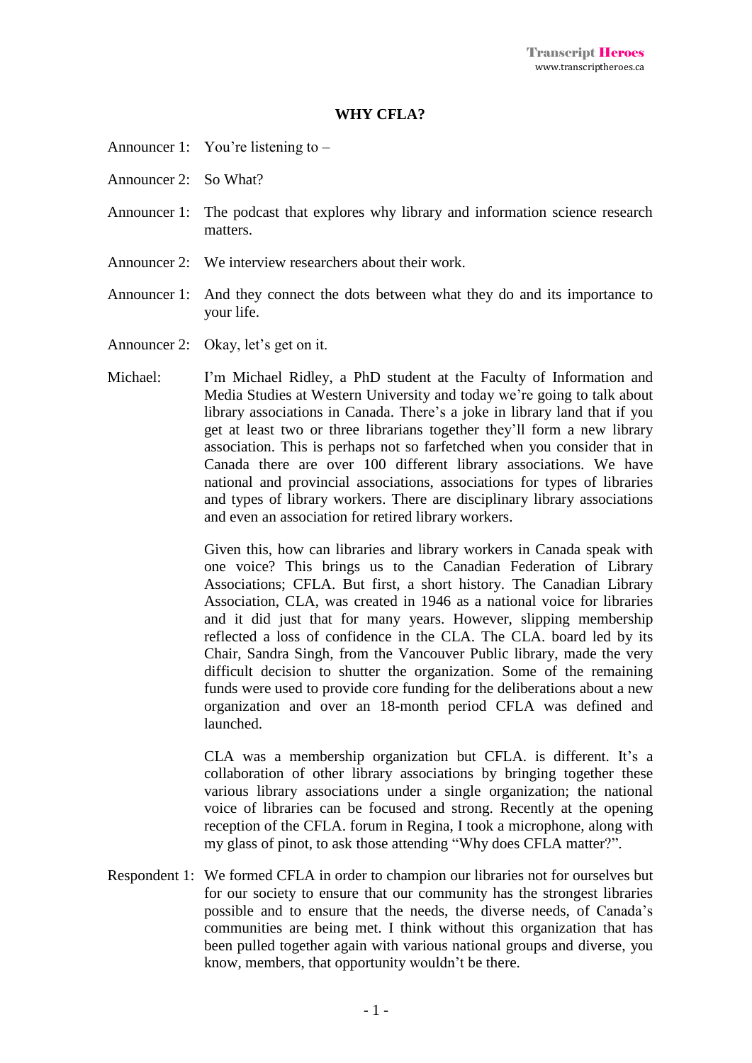# WHY CFLA?

Announcer 1: You're listening to –

Announcer 2: So What?

Announcer 1: The podcast that explores why library and information science research matters.

Announcer 2: We interview researchers about their work.

Announcer 1: And they connect the dots between what they do and its importance to your life.

Announcer 2: Okay, let's get on it.

Michael: I'm Michael Ridley, a PhD student at the Faculty of Information and Media Studies at Western University and today we're going to talk about library associations in Canada. There's a joke in library land that if you get at least two or three librarians together they'll form a new library association. This is perhaps not so farfetched when you consider that in Canada there are over 100 different library associations. We have national and provincial associations, associations for types of libraries and types of library workers. There are disciplinary library associations and even an association for retired library workers.

Given this, how can libraries and library workers in Canada speak with one voice? This brings us to the Canadian Federation of Library Associations; CFLA. But first, a short history. The Canadian Library Association, CLA, was created in 1946 as a national voice for libraries and it did just that for many years. However, slipping membership reflected a loss of confidence in the CLA. The CLA. board led by its Chair, Sandra Singh, from the Vancouver Public library, made the very difficult decision to shutter the organization. Some of the remaining funds were used to provide core funding for the deliberations about a new organization and over an 18-month period CFLA was defined and launched.

CLA was a membership organization but CFLA. is different. It's a collaboration of other library associations by bringing together these various library associations under a single organization; the national voice of libraries can be focused and strong. Recently at the opening reception of the CFLA. forum in Regina, I took a microphone, along with my glass of pinot, to ask those attending "Why does CFLA matter?".

Respondent 1: We formed CFLA in order to champion our libraries not for ourselves but for our society to ensure that our community has the strongest libraries possible and to ensure that the needs, the diverse needs, of Canada's communities are being met. I think without this organization that has been pulled together again with various national groups and diverse, you know, members, that opportunity wouldn't be there.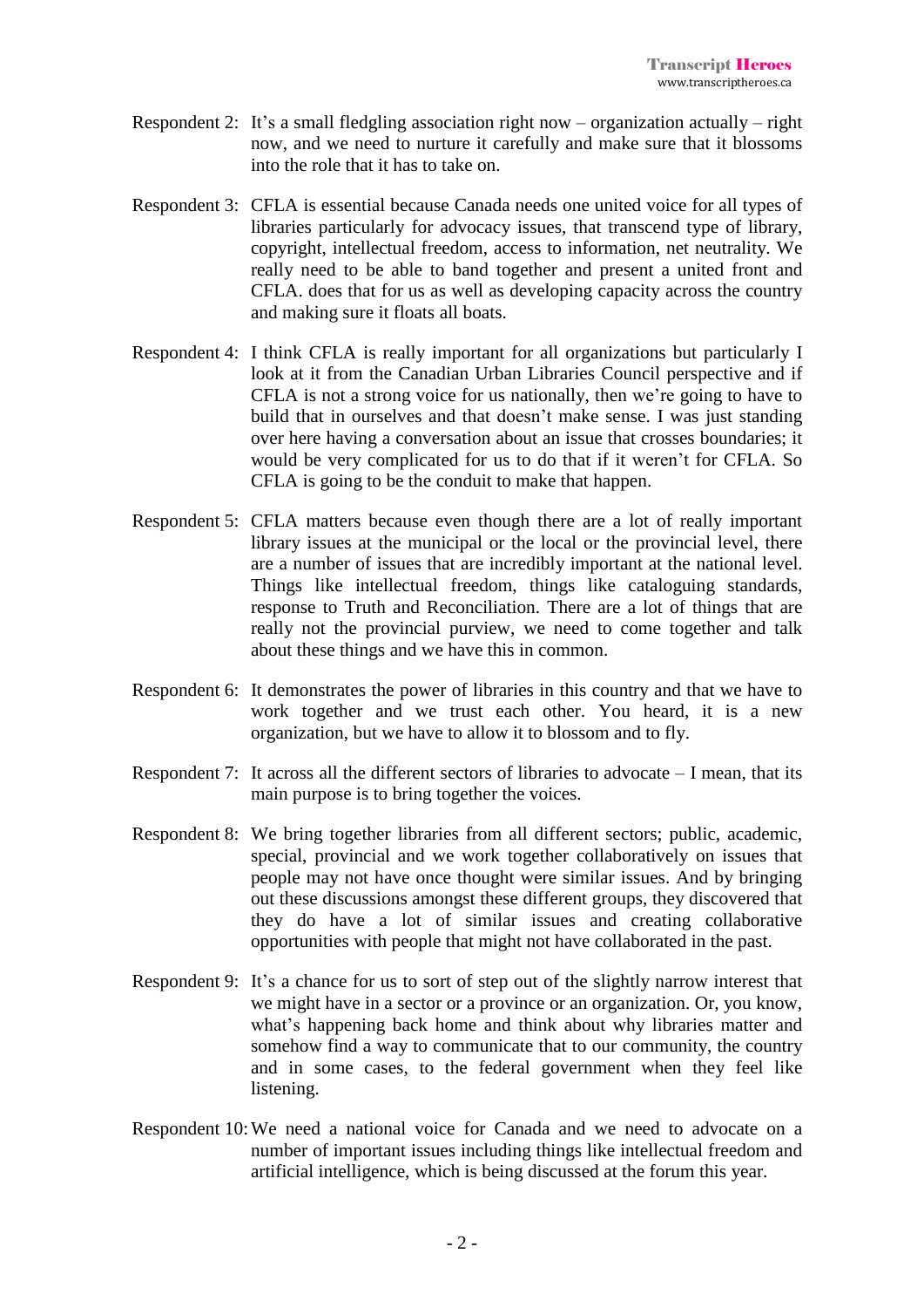Respondent 2: It's a small fledgling association right now – organization actually – right now, and we need to nurture it carefully and make sure that it blossoms into the role that it has to take on.

Respondent 3: CFLA is essential because Canada needs one united voice for all types of libraries particularly for advocacy issues, that transcend type of library, copyright, intellectual freedom, access to information, net neutrality. We really need to be able to band together and present a united front and CFLA. does that for us as well as developing capacity across the country and making sure it floats all boats.

Respondent 4: I think CFLA is really important for all organizations but particularly I look at it from the Canadian Urban Libraries Council perspective and if CFLA is not a strong voice for us nationally, then we're going to have to build that in ourselves and that doesn't make sense. I was just standing over here having a conversation about an issue that crosses boundaries; it would be very complicated for us to do that if it weren't for CFLA. So CFLA is going to be the conduit to make that happen.

Respondent 5: CFLA matters because even though there are a lot of really important library issues at the municipal or the local or the provincial level, there are a number of issues that are incredibly important at the national level. Things like intellectual freedom, things like cataloguing standards, response to Truth and Reconciliation. There are a lot of things that are really not the provincial purview, we need to come together and talk about these things and we have this in common.

Respondent 6: It demonstrates the power of libraries in this country and that we have to work together and we trust each other. You heard, it is a new organization, but we have to allow it to blossom and to fly.

Respondent 7: It across all the different sectors of libraries to advocate – I mean, that its main purpose is to bring together the voices.

Respondent 8: We bring together libraries from all different sectors; public, academic, special, provincial and we work together collaboratively on issues that people may not have once thought were similar issues. And by bringing out these discussions amongst these different groups, they discovered that they do have a lot of similar issues and creating collaborative opportunities with people that might not have collaborated in the past.

Respondent 9: It's a chance for us to sort of step out of the slightly narrow interest that we might have in a sector or a province or an organization. Or, you know, what's happening back home and think about why libraries matter and somehow find a way to communicate that to our community, the country and in some cases, to the federal government when they feel like listening.

Respondent 10: We need a national voice for Canada and we need to advocate on a number of important issues including things like intellectual freedom and artificial intelligence, which is being discussed at the forum this year.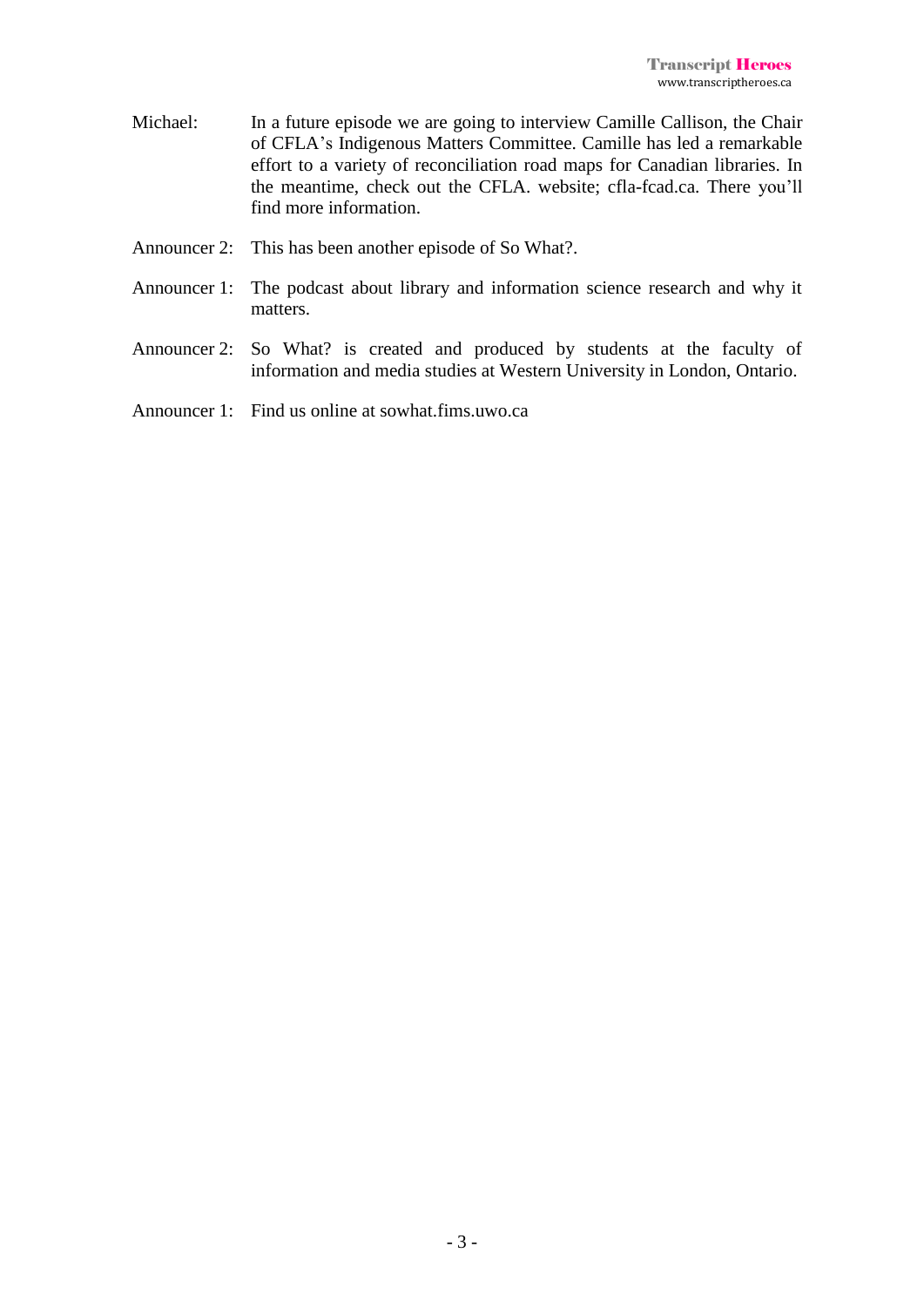Michael: In a future episode we are going to interview Camille Callison, the Chair of CFLA's Indigenous Matters Committee. Camille has led a remarkable effort to a variety of reconciliation road maps for Canadian libraries. In the meantime, check out the CFLA. website; cfla-fcad.ca. There you'll find more information.

Announcer 2: This has been another episode of So What?.

Announcer 1: The podcast about library and information science research and why it matters.

Announcer 2: So What? is created and produced by students at the faculty of information and media studies at Western University in London, Ontario.

Announcer 1: Find us online at sowhat.fims.uwo.ca